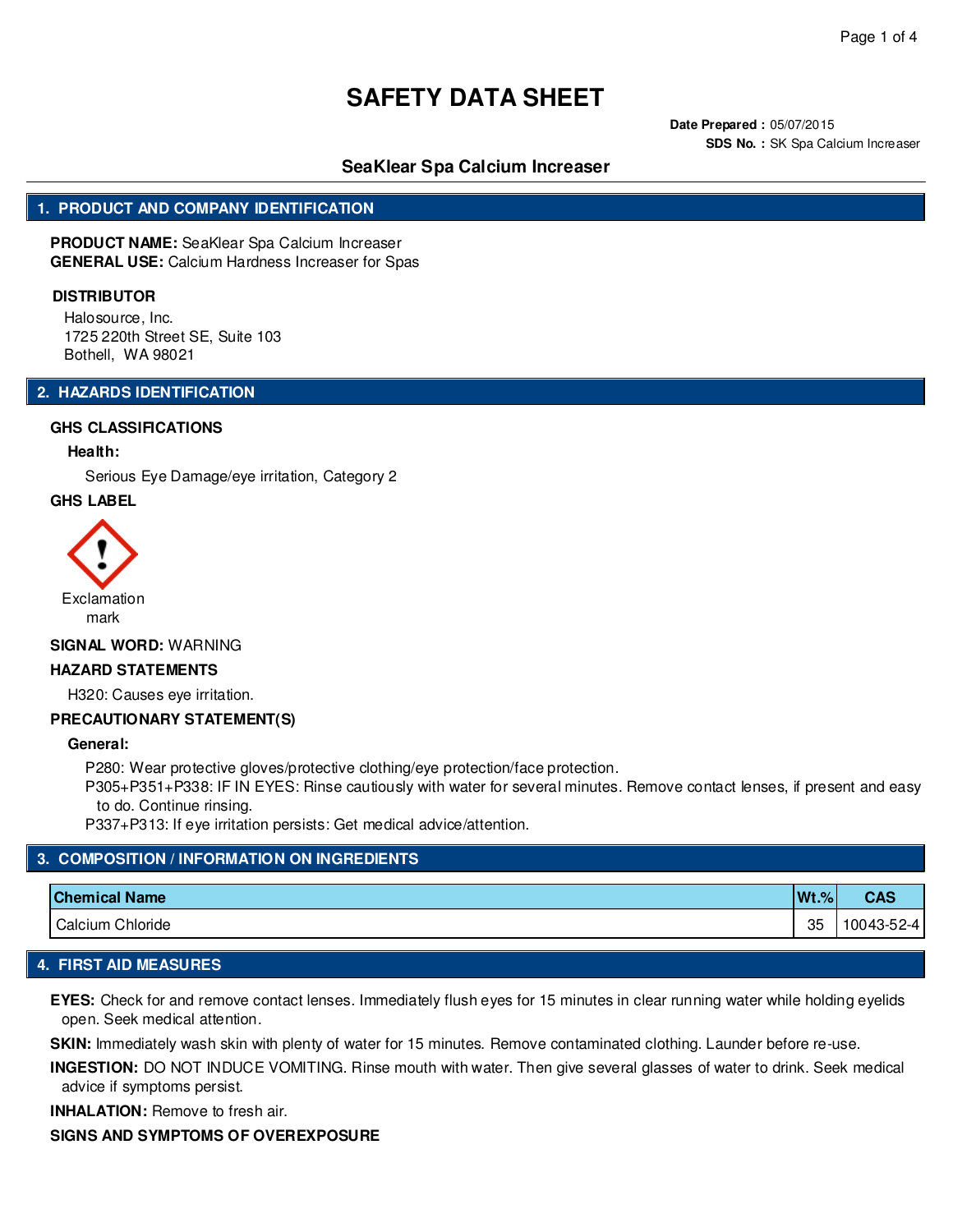# SAFETY DATA SHEET

**Date Prepared :** 05/07/2015
**SDS No. :** SK Spa Calcium Increaser

## SeaKlear Spa Calcium Increaser

## 1. PRODUCT AND COMPANY IDENTIFICATION

**PRODUCT NAME:** SeaKlear Spa Calcium Increaser
**GENERAL USE:** Calcium Hardness Increaser for Spas

**DISTRIBUTOR**

Halosource, Inc.
1725 220th Street SE, Suite 103
Bothell, WA 98021

## 2. HAZARDS IDENTIFICATION

### GHS CLASSIFICATIONS

**Health:**

Serious Eye Damage/eye irritation, Category 2

### GHS LABEL

Exclamation mark

**SIGNAL WORD:** WARNING

### HAZARD STATEMENTS

H320: Causes eye irritation.

### PRECAUTIONARY STATEMENT(S)

**General:**

P280: Wear protective gloves/protective clothing/eye protection/face protection.
P305+P351+P338: IF IN EYES: Rinse cautiously with water for several minutes. Remove contact lenses, if present and easy to do. Continue rinsing.
P337+P313: If eye irritation persists: Get medical advice/attention.

## 3. COMPOSITION / INFORMATION ON INGREDIENTS

| Chemical Name | Wt.% | CAS |
|---|---|---|
| Calcium Chloride | 35 | 10043-52-4 |

## 4. FIRST AID MEASURES

**EYES:** Check for and remove contact lenses. Immediately flush eyes for 15 minutes in clear running water while holding eyelids open. Seek medical attention.

**SKIN:** Immediately wash skin with plenty of water for 15 minutes. Remove contaminated clothing. Launder before re-use.

**INGESTION:** DO NOT INDUCE VOMITING. Rinse mouth with water. Then give several glasses of water to drink. Seek medical advice if symptoms persist.

**INHALATION:** Remove to fresh air.

**SIGNS AND SYMPTOMS OF OVEREXPOSURE**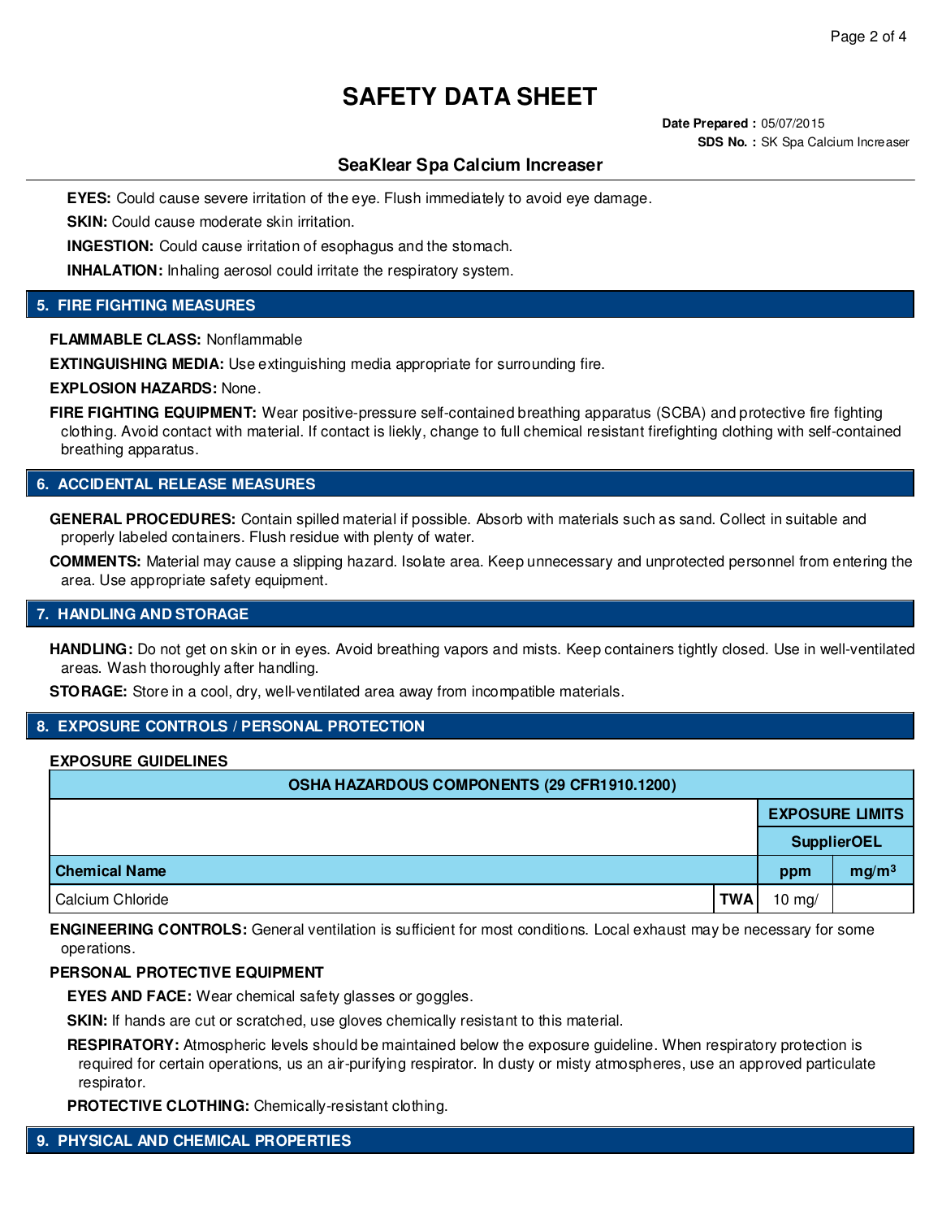# SAFETY DATA SHEET

**Date Prepared :** 05/07/2015
**SDS No. :** SK Spa Calcium Increaser

## SeaKlear Spa Calcium Increaser

**EYES:** Could cause severe irritation of the eye. Flush immediately to avoid eye damage.

**SKIN:** Could cause moderate skin irritation.

**INGESTION:** Could cause irritation of esophagus and the stomach.

**INHALATION:** Inhaling aerosol could irritate the respiratory system.

## 5. FIRE FIGHTING MEASURES

**FLAMMABLE CLASS:** Nonflammable

**EXTINGUISHING MEDIA:** Use extinguishing media appropriate for surrounding fire.

**EXPLOSION HAZARDS:** None.

**FIRE FIGHTING EQUIPMENT:** Wear positive-pressure self-contained breathing apparatus (SCBA) and protective fire fighting clothing. Avoid contact with material. If contact is liekly, change to full chemical resistant firefighting clothing with self-contained breathing apparatus.

## 6. ACCIDENTAL RELEASE MEASURES

**GENERAL PROCEDURES:** Contain spilled material if possible. Absorb with materials such as sand. Collect in suitable and properly labeled containers. Flush residue with plenty of water.

**COMMENTS:** Material may cause a slipping hazard. Isolate area. Keep unnecessary and unprotected personnel from entering the area. Use appropriate safety equipment.

## 7. HANDLING AND STORAGE

**HANDLING:** Do not get on skin or in eyes. Avoid breathing vapors and mists. Keep containers tightly closed. Use in well-ventilated areas. Wash thoroughly after handling.

**STORAGE:** Store in a cool, dry, well-ventilated area away from incompatible materials.

## 8. EXPOSURE CONTROLS / PERSONAL PROTECTION

**EXPOSURE GUIDELINES**

| OSHA HAZARDOUS COMPONENTS (29 CFR1910.1200) | | | |
|---|---|---|---|
| | | EXPOSURE LIMITS | |
| | | SupplierOEL | |
| **Chemical Name** | | **ppm** | **$mg/m^3$** |
| Calcium Chloride | **TWA** | 10 mg/ | |

**ENGINEERING CONTROLS:** General ventilation is sufficient for most conditions. Local exhaust may be necessary for some operations.

**PERSONAL PROTECTIVE EQUIPMENT**

**EYES AND FACE:** Wear chemical safety glasses or goggles.

**SKIN:** If hands are cut or scratched, use gloves chemically resistant to this material.

**RESPIRATORY:** Atmospheric levels should be maintained below the exposure guideline. When respiratory protection is required for certain operations, us an air-purifying respirator. In dusty or misty atmospheres, use an approved particulate respirator.

**PROTECTIVE CLOTHING:** Chemically-resistant clothing.

## 9. PHYSICAL AND CHEMICAL PROPERTIES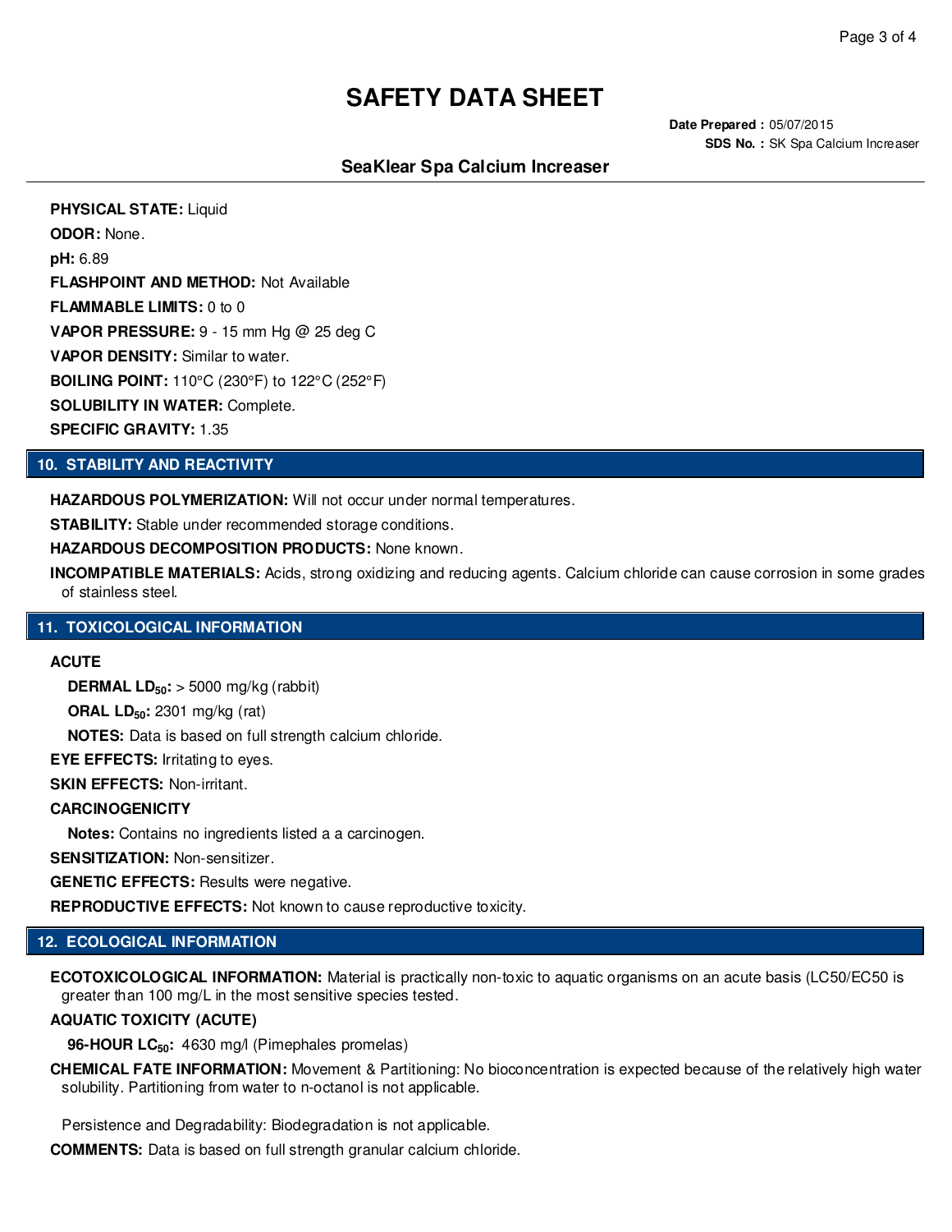# SAFETY DATA SHEET

**Date Prepared :** 05/07/2015
**SDS No. :** SK Spa Calcium Increaser

**SeaKlear Spa Calcium Increaser**

**PHYSICAL STATE:** Liquid

**ODOR:** None.

**pH:** 6.89

**FLASHPOINT AND METHOD:** Not Available

**FLAMMABLE LIMITS:** 0 to 0

**VAPOR PRESSURE:** 9 - 15 mm Hg @ 25 deg C

**VAPOR DENSITY:** Similar to water.

**BOILING POINT:** 110°C (230°F) to 122°C (252°F)

**SOLUBILITY IN WATER:** Complete.

**SPECIFIC GRAVITY:** 1.35

## 10. STABILITY AND REACTIVITY

**HAZARDOUS POLYMERIZATION:** Will not occur under normal temperatures.

**STABILITY:** Stable under recommended storage conditions.

**HAZARDOUS DECOMPOSITION PRODUCTS:** None known.

**INCOMPATIBLE MATERIALS:** Acids, strong oxidizing and reducing agents. Calcium chloride can cause corrosion in some grades of stainless steel.

## 11. TOXICOLOGICAL INFORMATION

**ACUTE**

**DERMAL $LD_{50}$:** > 5000 mg/kg (rabbit)

**ORAL $LD_{50}$:** 2301 mg/kg (rat)

**NOTES:** Data is based on full strength calcium chloride.

**EYE EFFECTS:** Irritating to eyes.

**SKIN EFFECTS:** Non-irritant.

**CARCINOGENICITY**

**Notes:** Contains no ingredients listed a a carcinogen.

**SENSITIZATION:** Non-sensitizer.

**GENETIC EFFECTS:** Results were negative.

**REPRODUCTIVE EFFECTS:** Not known to cause reproductive toxicity.

## 12. ECOLOGICAL INFORMATION

**ECOTOXICOLOGICAL INFORMATION:** Material is practically non-toxic to aquatic organisms on an acute basis (LC50/EC50 is greater than 100 mg/L in the most sensitive species tested.

**AQUATIC TOXICITY (ACUTE)**

**96-HOUR $LC_{50}$:** 4630 mg/l (Pimephales promelas)

**CHEMICAL FATE INFORMATION:** Movement & Partitioning: No bioconcentration is expected because of the relatively high water solubility. Partitioning from water to n-octanol is not applicable.

Persistence and Degradability: Biodegradation is not applicable.

**COMMENTS:** Data is based on full strength granular calcium chloride.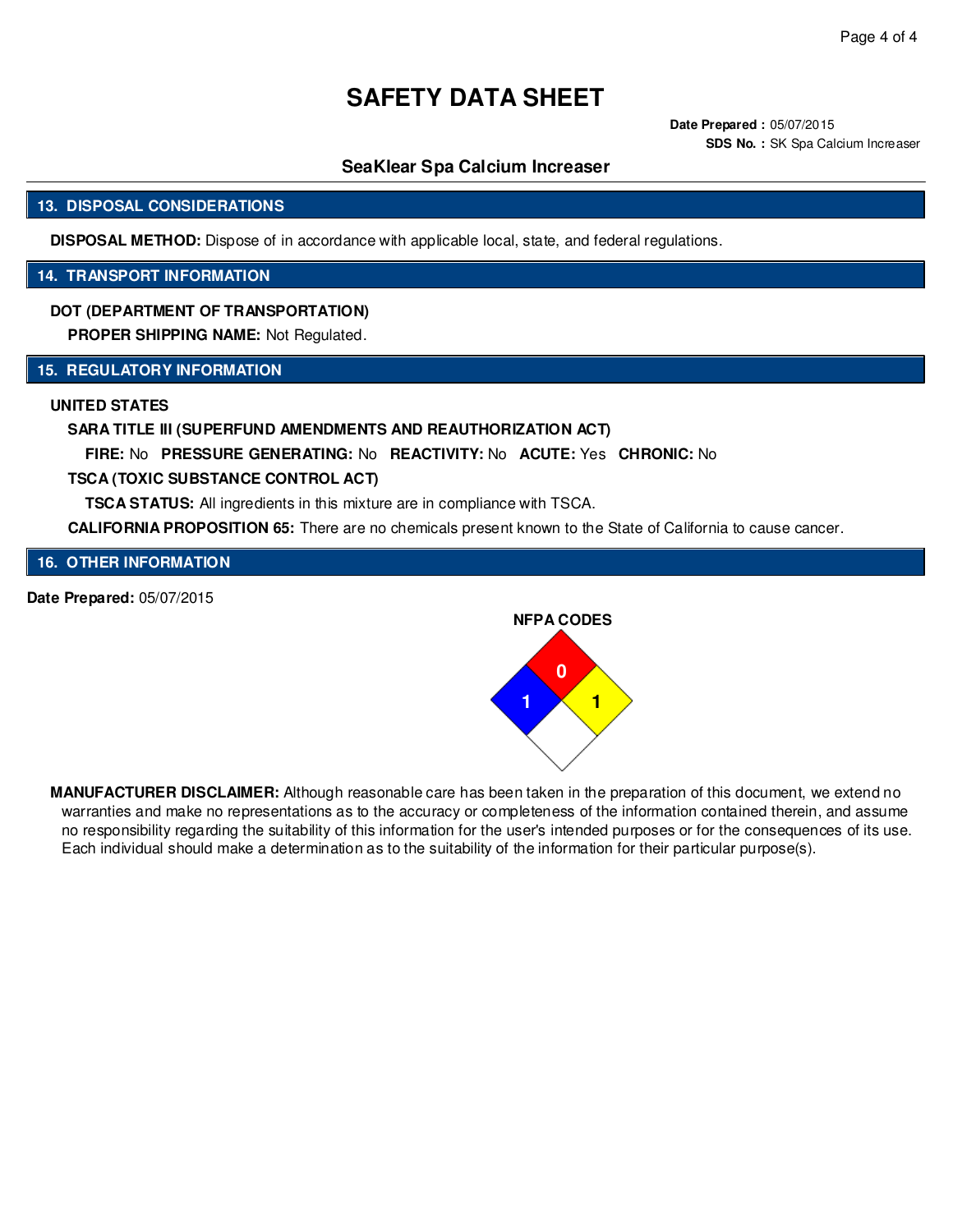# SAFETY DATA SHEET

**Date Prepared :** 05/07/2015
**SDS No. :** SK Spa Calcium Increaser

**SeaKlear Spa Calcium Increaser**

## 13. DISPOSAL CONSIDERATIONS

**DISPOSAL METHOD:** Dispose of in accordance with applicable local, state, and federal regulations.

## 14. TRANSPORT INFORMATION

**DOT (DEPARTMENT OF TRANSPORTATION)**

**PROPER SHIPPING NAME:** Not Regulated.

## 15. REGULATORY INFORMATION

**UNITED STATES**

**SARA TITLE III (SUPERFUND AMENDMENTS AND REAUTHORIZATION ACT)**

**FIRE:** No **PRESSURE GENERATING:** No **REACTIVITY:** No **ACUTE:** Yes **CHRONIC:** No

**TSCA (TOXIC SUBSTANCE CONTROL ACT)**

**TSCA STATUS:** All ingredients in this mixture are in compliance with TSCA.

**CALIFORNIA PROPOSITION 65:** There are no chemicals present known to the State of California to cause cancer.

## 16. OTHER INFORMATION

**Date Prepared:** 05/07/2015

**NFPA CODES**

0
1
1

**MANUFACTURER DISCLAIMER:** Although reasonable care has been taken in the preparation of this document, we extend no warranties and make no representations as to the accuracy or completeness of the information contained therein, and assume no responsibility regarding the suitability of this information for the user's intended purposes or for the consequences of its use. Each individual should make a determination as to the suitability of the information for their particular purpose(s).